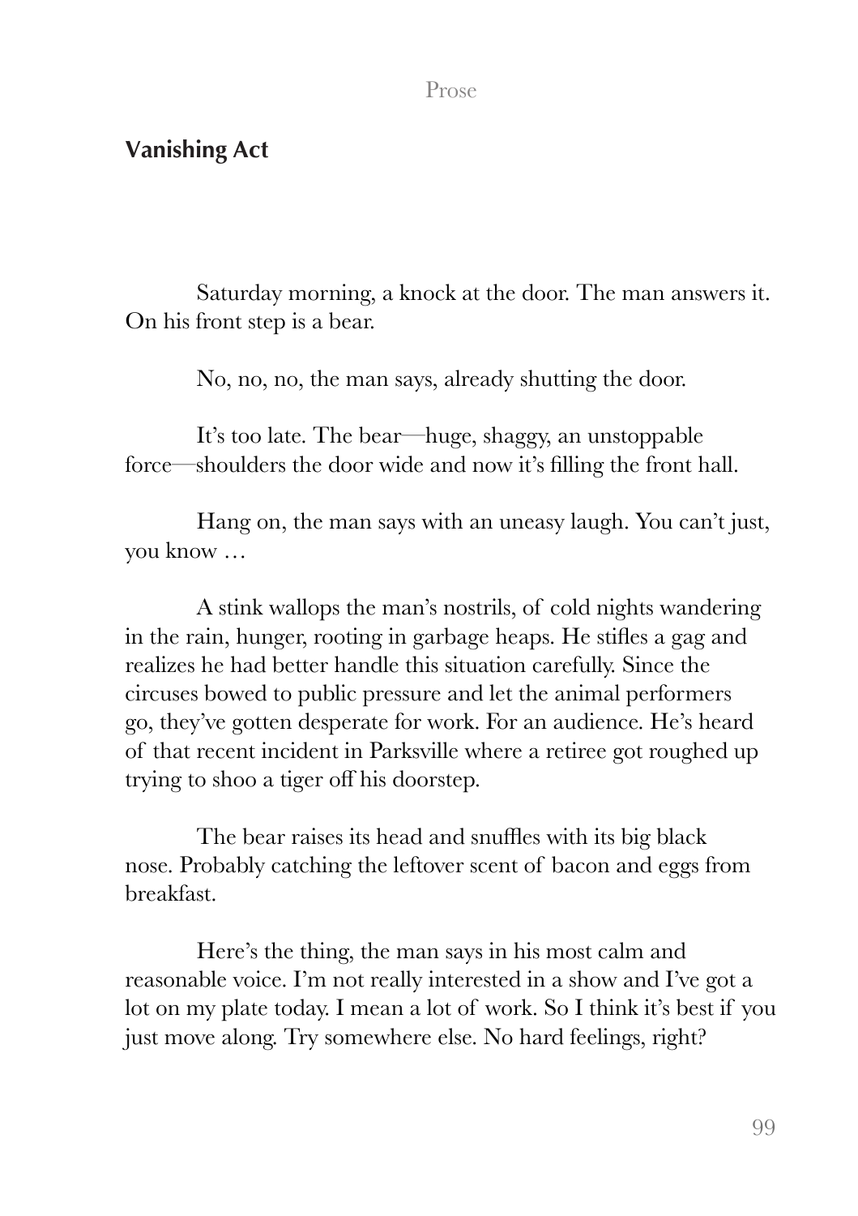## Vanishing Act

Saturday morning, a knock at the door. The man answers it. On his front step is a bear.

No, no, no, the man says, already shutting the door.

It's too late. The bear—huge, shaggy, an unstoppable force—shoulders the door wide and now it's filling the front hall.

Hang on, the man says with an uneasy laugh. You can't just, you know …

A stink wallops the man's nostrils, of cold nights wandering in the rain, hunger, rooting in garbage heaps. He stifles a gag and realizes he had better handle this situation carefully. Since the circuses bowed to public pressure and let the animal performers go, they've gotten desperate for work. For an audience. He's heard of that recent incident in Parksville where a retiree got roughed up trying to shoo a tiger off his doorstep.

The bear raises its head and snuffles with its big black nose. Probably catching the leftover scent of bacon and eggs from breakfast.

Here's the thing, the man says in his most calm and reasonable voice. I'm not really interested in a show and I've got a lot on my plate today. I mean a lot of work. So I think it's best if you just move along. Try somewhere else. No hard feelings, right?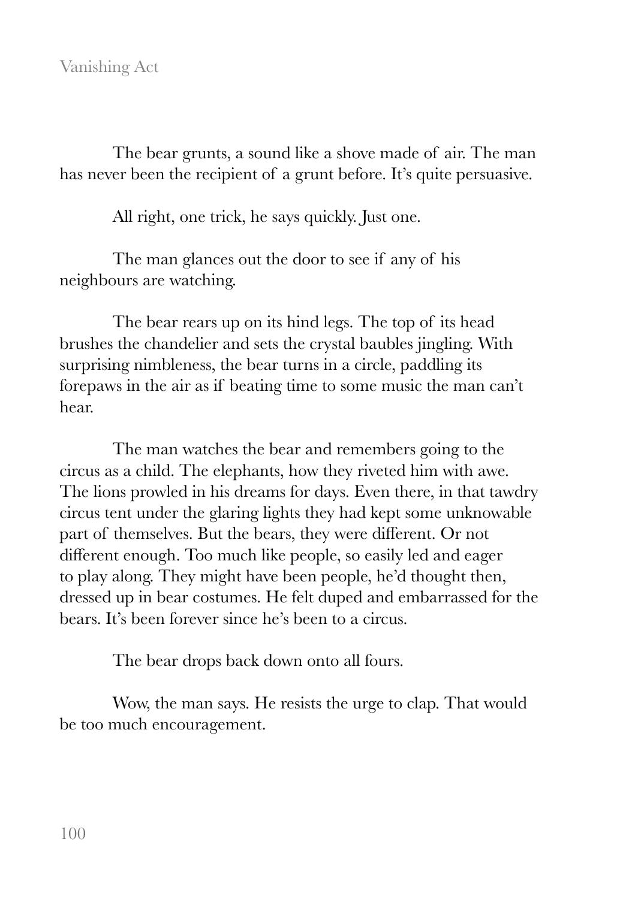The bear grunts, a sound like a shove made of air. The man has never been the recipient of a grunt before. It's quite persuasive.

All right, one trick, he says quickly. Just one.

The man glances out the door to see if any of his neighbours are watching.

The bear rears up on its hind legs. The top of its head brushes the chandelier and sets the crystal baubles jingling. With surprising nimbleness, the bear turns in a circle, paddling its forepaws in the air as if beating time to some music the man can't hear.

The man watches the bear and remembers going to the circus as a child. The elephants, how they riveted him with awe. The lions prowled in his dreams for days. Even there, in that tawdry circus tent under the glaring lights they had kept some unknowable part of themselves. But the bears, they were different. Or not different enough. Too much like people, so easily led and eager to play along. They might have been people, he'd thought then, dressed up in bear costumes. He felt duped and embarrassed for the bears. It's been forever since he's been to a circus.

The bear drops back down onto all fours.

Wow, the man says. He resists the urge to clap. That would be too much encouragement.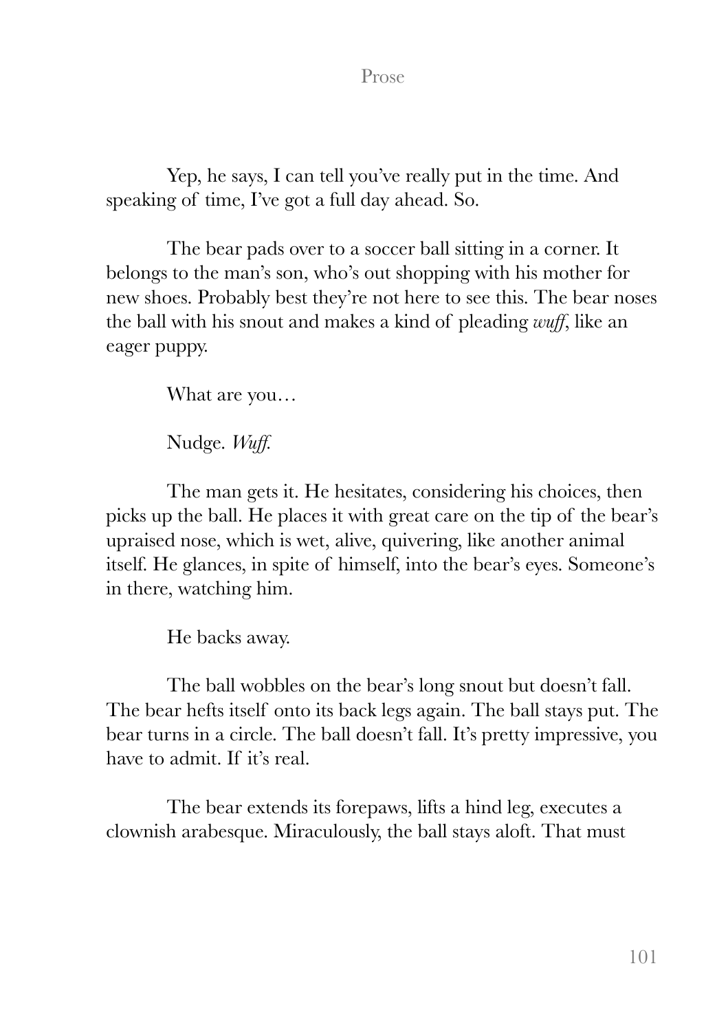Yep, he says, I can tell you've really put in the time. And speaking of time, I've got a full day ahead. So.

The bear pads over to a soccer ball sitting in a corner. It belongs to the man's son, who's out shopping with his mother for new shoes. Probably best they're not here to see this. The bear noses the ball with his snout and makes a kind of pleading *wuff*, like an eager puppy.

What are you…

Nudge. *Wuff.*

The man gets it. He hesitates, considering his choices, then picks up the ball. He places it with great care on the tip of the bear's upraised nose, which is wet, alive, quivering, like another animal itself. He glances, in spite of himself, into the bear's eyes. Someone's in there, watching him.

He backs away.

The ball wobbles on the bear's long snout but doesn't fall. The bear hefts itself onto its back legs again. The ball stays put. The bear turns in a circle. The ball doesn't fall. It's pretty impressive, you have to admit. If it's real.

The bear extends its forepaws, lifts a hind leg, executes a clownish arabesque. Miraculously, the ball stays aloft. That must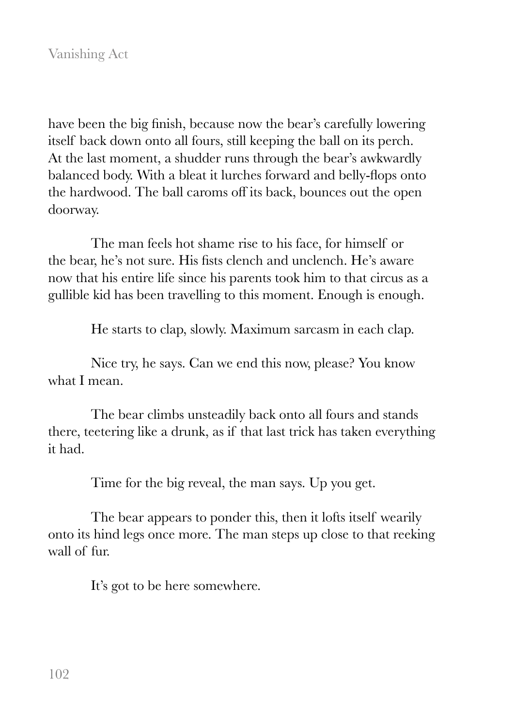have been the big finish, because now the bear's carefully lowering itself back down onto all fours, still keeping the ball on its perch. At the last moment, a shudder runs through the bear's awkwardly balanced body. With a bleat it lurches forward and belly-flops onto the hardwood. The ball caroms off its back, bounces out the open doorway.

The man feels hot shame rise to his face, for himself or the bear, he's not sure. His fists clench and unclench. He's aware now that his entire life since his parents took him to that circus as a gullible kid has been travelling to this moment. Enough is enough.

He starts to clap, slowly. Maximum sarcasm in each clap.

Nice try, he says. Can we end this now, please? You know what I mean.

The bear climbs unsteadily back onto all fours and stands there, teetering like a drunk, as if that last trick has taken everything it had.

Time for the big reveal, the man says. Up you get.

The bear appears to ponder this, then it lofts itself wearily onto its hind legs once more. The man steps up close to that reeking wall of fur.

It's got to be here somewhere.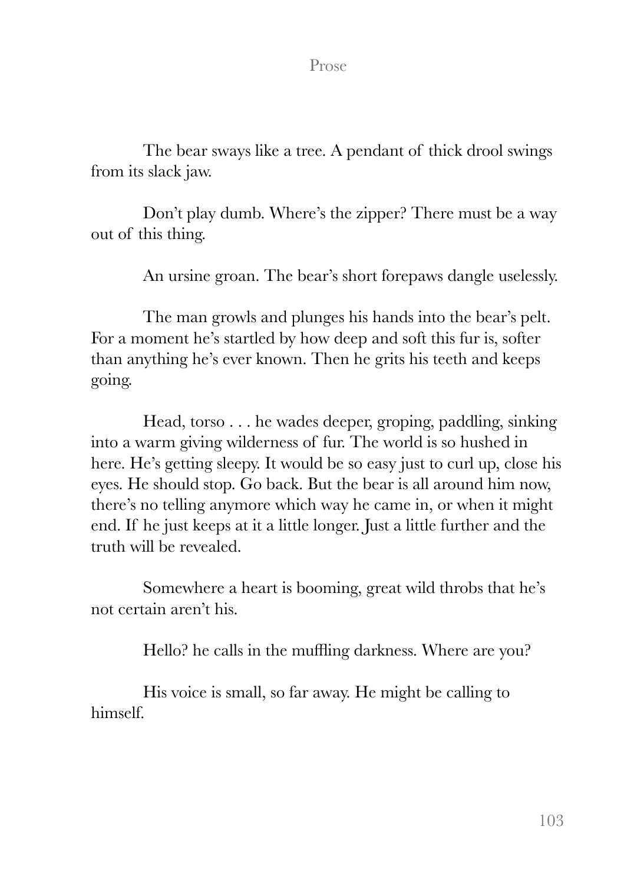The bear sways like a tree. A pendant of thick drool swings from its slack jaw.

Don't play dumb. Where's the zipper? There must be a way out of this thing.

An ursine groan. The bear's short forepaws dangle uselessly.

The man growls and plunges his hands into the bear's pelt. For a moment he's startled by how deep and soft this fur is, softer than anything he's ever known. Then he grits his teeth and keeps going.

Head, torso . . . he wades deeper, groping, paddling, sinking into a warm giving wilderness of fur. The world is so hushed in here. He's getting sleepy. It would be so easy just to curl up, close his eyes. He should stop. Go back. But the bear is all around him now, there's no telling anymore which way he came in, or when it might end. If he just keeps at it a little longer. Just a little further and the truth will be revealed.

Somewhere a heart is booming, great wild throbs that he's not certain aren't his.

Hello? he calls in the muffling darkness. Where are you?

His voice is small, so far away. He might be calling to himself.